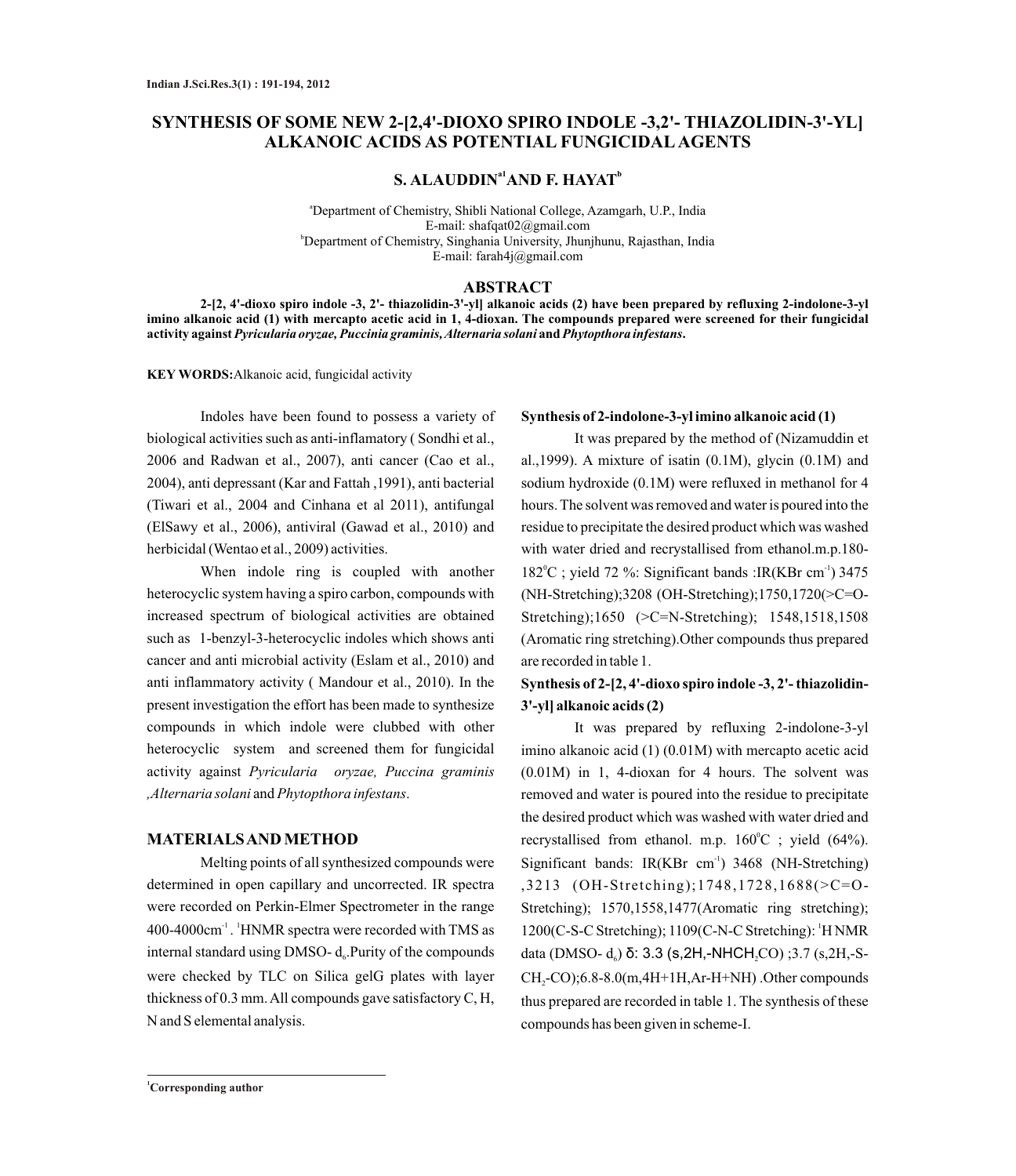# SYNTHESIS OF SOME NEW 2-[2,4'-DIOXO SPIRO INDOLE -3,2'- THIAZOLIDIN-3'-YL] ALKANOIC ACIDS AS POTENTIAL FUNGICIDAL AGENTS

**S. ALAUDDIN[a1] AND F. HAYAT[b]**

[a]Department of Chemistry, Shibli National College, Azamgarh, U.P., India
E-mail: shafqat02@gmail.com
[b]Department of Chemistry, Singhania University, Jhunjhunu, Rajasthan, India
E-mail: farah4j@gmail.com

## ABSTRACT

**2-[2, 4'-dioxo spiro indole -3, 2'- thiazolidin-3'-yl] alkanoic acids (2) have been prepared by refluxing 2-indolone-3-yl imino alkanoic acid (1) with mercapto acetic acid in 1, 4-dioxan. The compounds prepared were screened for their fungicidal activity against *Pyricularia oryzae, Puccinia graminis, Alternaria solani* and *Phytopthora infestans*.**

**KEY WORDS:** Alkanoic acid, fungicidal activity

Indoles have been found to possess a variety of biological activities such as anti-inflamatory ( Sondhi et al., 2006 and Radwan et al., 2007), anti cancer (Cao et al., 2004), anti depressant (Kar and Fattah ,1991), anti bacterial (Tiwari et al., 2004 and Cinhana et al 2011), antifungal (ElSawy et al., 2006), antiviral (Gawad et al., 2010) and herbicidal (Wentao et al., 2009) activities.

When indole ring is coupled with another heterocyclic system having a spiro carbon, compounds with increased spectrum of biological activities are obtained such as 1-benzyl-3-heterocyclic indoles which shows anti cancer and anti microbial activity (Eslam et al., 2010) and anti inflammatory activity ( Mandour et al., 2010). In the present investigation the effort has been made to synthesize compounds in which indole were clubbed with other heterocyclic system and screened them for fungicidal activity against *Pyricularia oryzae, Puccina graminis ,Alternaria solani* and *Phytopthora infestans*.

## MATERIALS AND METHOD

Melting points of all synthesized compounds were determined in open capillary and uncorrected. IR spectra were recorded on Perkin-Elmer Spectrometer in the range 400-4000$cm^{-1}$ . $^1$HNMR spectra were recorded with TMS as internal standard using DMSO- $d_6$.Purity of the compounds were checked by TLC on Silica gelG plates with layer thickness of 0.3 mm. All compounds gave satisfactory C, H, N and S elemental analysis.

### Synthesis of 2-indolone-3-yl imino alkanoic acid (1)

It was prepared by the method of (Nizamuddin et al.,1999). A mixture of isatin (0.1M), glycin (0.1M) and sodium hydroxide (0.1M) were refluxed in methanol for 4 hours. The solvent was removed and water is poured into the residue to precipitate the desired product which was washed with water dried and recrystallised from ethanol.m.p.180-182$^0$C ; yield 72 %: Significant bands :IR(KBr $cm^{-1}$) 3475 (NH-Stretching);3208 (OH-Stretching);1750,1720(>C=O-Stretching);1650 (>C=N-Stretching); 1548,1518,1508 (Aromatic ring stretching).Other compounds thus prepared are recorded in table 1.

### Synthesis of 2-[2, 4'-dioxo spiro indole -3, 2'- thiazolidin-3'-yl] alkanoic acids (2)

It was prepared by refluxing 2-indolone-3-yl imino alkanoic acid (1) (0.01M) with mercapto acetic acid (0.01M) in 1, 4-dioxan for 4 hours. The solvent was removed and water is poured into the residue to precipitate the desired product which was washed with water dried and recrystallised from ethanol. m.p. 160$^0$C ; yield (64%). Significant bands: IR(KBr $cm^{-1}$) 3468 (NH-Stretching) ,3213 (OH-Stretching);1748,1728,1688(>C=O-Stretching); 1570,1558,1477(Aromatic ring stretching); 1200(C-S-C Stretching); 1109(C-N-C Stretching): $^1$H NMR data (DMSO- $d_6$) δ: 3.3 (s,2H,-$NHCH_2CO$) ;3.7 (s,2H,-S-$CH_2$-CO);6.8-8.0(m,4H+1H,Ar-H+NH) .Other compounds thus prepared are recorded in table 1. The synthesis of these compounds has been given in scheme-I.

[1]Corresponding author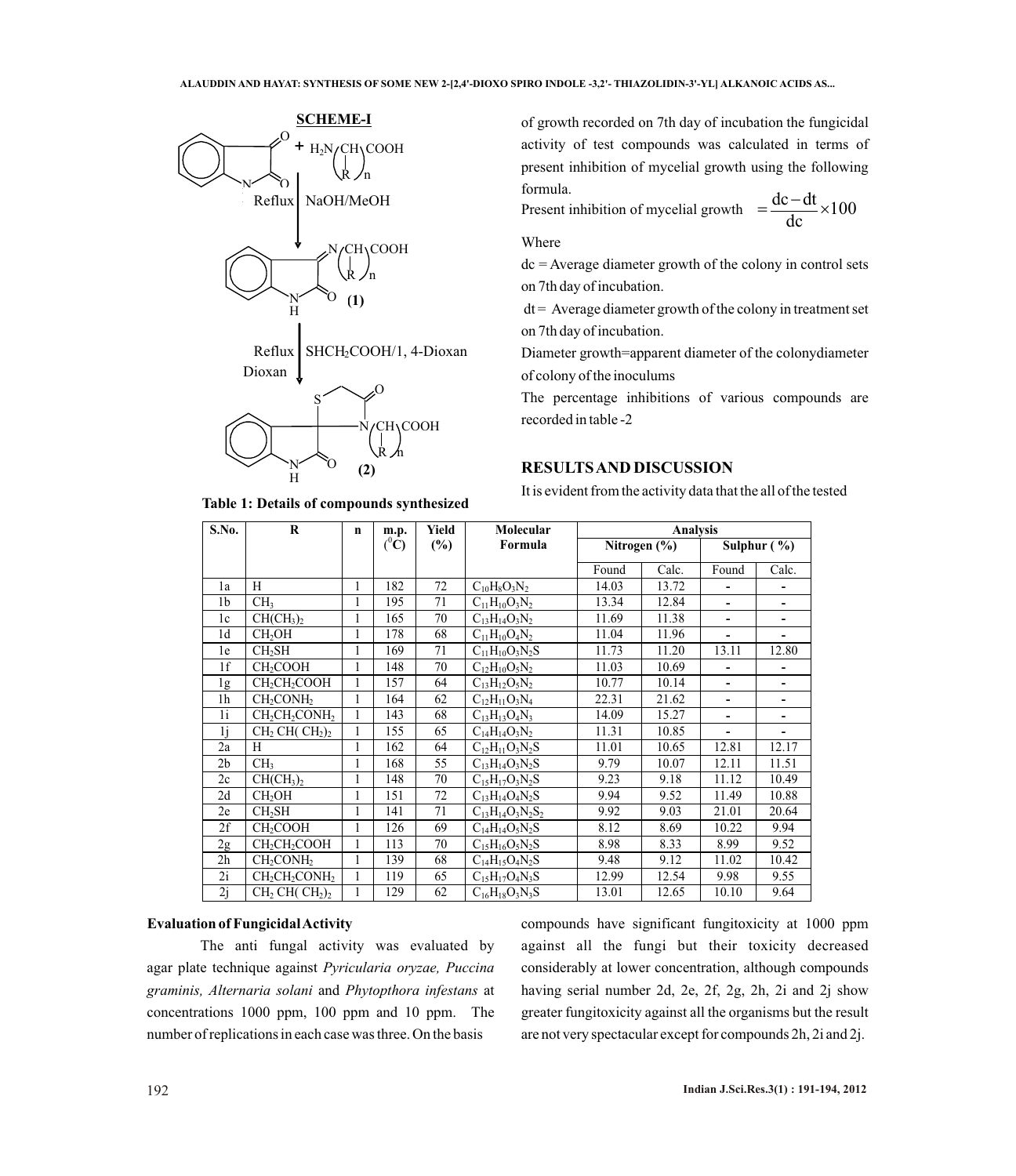**SCHEME-I**

Isatin + $H_2N(CH(R))_nCOOH$

Reflux | NaOH/MeOH

↓

**(1)**

Reflux | $SHCH_2COOH$/1, 4-Dioxan

Dioxan

↓

**(2)**

**Table 1: Details of compounds synthesized**

| S.No. | R | n | m.p. ($^0$C) | Yield (%) | Molecular Formula | Analysis | | | |
|---|---|---|---|---|---|---|---|---|---|
| | | | | | | Nitrogen (%) | | Sulphur ( %) | |
| | | | | | | Found | Calc. | Found | Calc. |
| 1a | H | 1 | 182 | 72 | $C_{10}H_8O_3N_2$ | 14.03 | 13.72 | - | - |
| 1b | $CH_3$ | 1 | 195 | 71 | $C_{11}H_{10}O_3N_2$ | 13.34 | 12.84 | - | - |
| 1c | $CH(CH_3)_2$ | 1 | 165 | 70 | $C_{13}H_{14}O_3N_2$ | 11.69 | 11.38 | - | - |
| 1d | $CH_2OH$ | 1 | 178 | 68 | $C_{11}H_{10}O_4N_2$ | 11.04 | 11.96 | - | - |
| 1e | $CH_2SH$ | 1 | 169 | 71 | $C_{11}H_{10}O_3N_2S$ | 11.73 | 11.20 | 13.11 | 12.80 |
| 1f | $CH_2COOH$ | 1 | 148 | 70 | $C_{12}H_{10}O_5N_2$ | 11.03 | 10.69 | - | - |
| 1g | $CH_2CH_2COOH$ | 1 | 157 | 64 | $C_{13}H_{12}O_5N_2$ | 10.77 | 10.14 | - | - |
| 1h | $CH_2CONH_2$ | 1 | 164 | 62 | $C_{12}H_{11}O_3N_4$ | 22.31 | 21.62 | - | - |
| 1i | $CH_2CH_2CONH_2$ | 1 | 143 | 68 | $C_{13}H_{13}O_4N_3$ | 14.09 | 15.27 | - | - |
| 1j | $CH_2$ $CH(CH_2)_2$ | 1 | 155 | 65 | $C_{14}H_{14}O_3N_2$ | 11.31 | 10.85 | - | - |
| 2a | H | 1 | 162 | 64 | $C_{12}H_{11}O_3N_2S$ | 11.01 | 10.65 | 12.81 | 12.17 |
| 2b | $CH_3$ | 1 | 168 | 55 | $C_{13}H_{14}O_3N_2S$ | 9.79 | 10.07 | 12.11 | 11.51 |
| 2c | $CH(CH_3)_2$ | 1 | 148 | 70 | $C_{15}H_{17}O_3N_2S$ | 9.23 | 9.18 | 11.12 | 10.49 |
| 2d | $CH_2OH$ | 1 | 151 | 72 | $C_{13}H_{14}O_4N_2S$ | 9.94 | 9.52 | 11.49 | 10.88 |
| 2e | $CH_2SH$ | 1 | 141 | 71 | $C_{13}H_{14}O_3N_2S_2$ | 9.92 | 9.03 | 21.01 | 20.64 |
| 2f | $CH_2COOH$ | 1 | 126 | 69 | $C_{14}H_{14}O_5N_2S$ | 8.12 | 8.69 | 10.22 | 9.94 |
| 2g | $CH_2CH_2COOH$ | 1 | 113 | 70 | $C_{15}H_{16}O_5N_2S$ | 8.98 | 8.33 | 8.99 | 9.52 |
| 2h | $CH_2CONH_2$ | 1 | 139 | 68 | $C_{14}H_{15}O_4N_2S$ | 9.48 | 9.12 | 11.02 | 10.42 |
| 2i | $CH_2CH_2CONH_2$ | 1 | 119 | 65 | $C_{15}H_{17}O_4N_3S$ | 12.99 | 12.54 | 9.98 | 9.55 |
| 2j | $CH_2$ $CH(CH_2)_2$ | 1 | 129 | 62 | $C_{16}H_{18}O_3N_3S$ | 13.01 | 12.65 | 10.10 | 9.64 |

of growth recorded on 7th day of incubation the fungicidal activity of test compounds was calculated in terms of present inhibition of mycelial growth using the following formula.

Present inhibition of mycelial growth $= \frac{dc - dt}{dc} \times 100$

Where

dc = Average diameter growth of the colony in control sets on 7th day of incubation.

dt = Average diameter growth of the colony in treatment set on 7th day of incubation.

Diameter growth=apparent diameter of the colonydiameter of colony of the inoculums

The percentage inhibitions of various compounds are recorded in table -2

## RESULTS AND DISCUSSION

It is evident from the activity data that the all of the tested compounds have significant fungitoxicity at 1000 ppm against all the fungi but their toxicity decreased considerably at lower concentration, although compounds having serial number 2d, 2e, 2f, 2g, 2h, 2i and 2j show greater fungitoxicity against all the organisms but the result are not very spectacular except for compounds 2h, 2i and 2j.

### Evaluation of Fungicidal Activity

The anti fungal activity was evaluated by agar plate technique against *Pyricularia oryzae, Puccina graminis, Alternaria solani* and *Phytopthora infestans* at concentrations 1000 ppm, 100 ppm and 10 ppm. The number of replications in each case was three. On the basis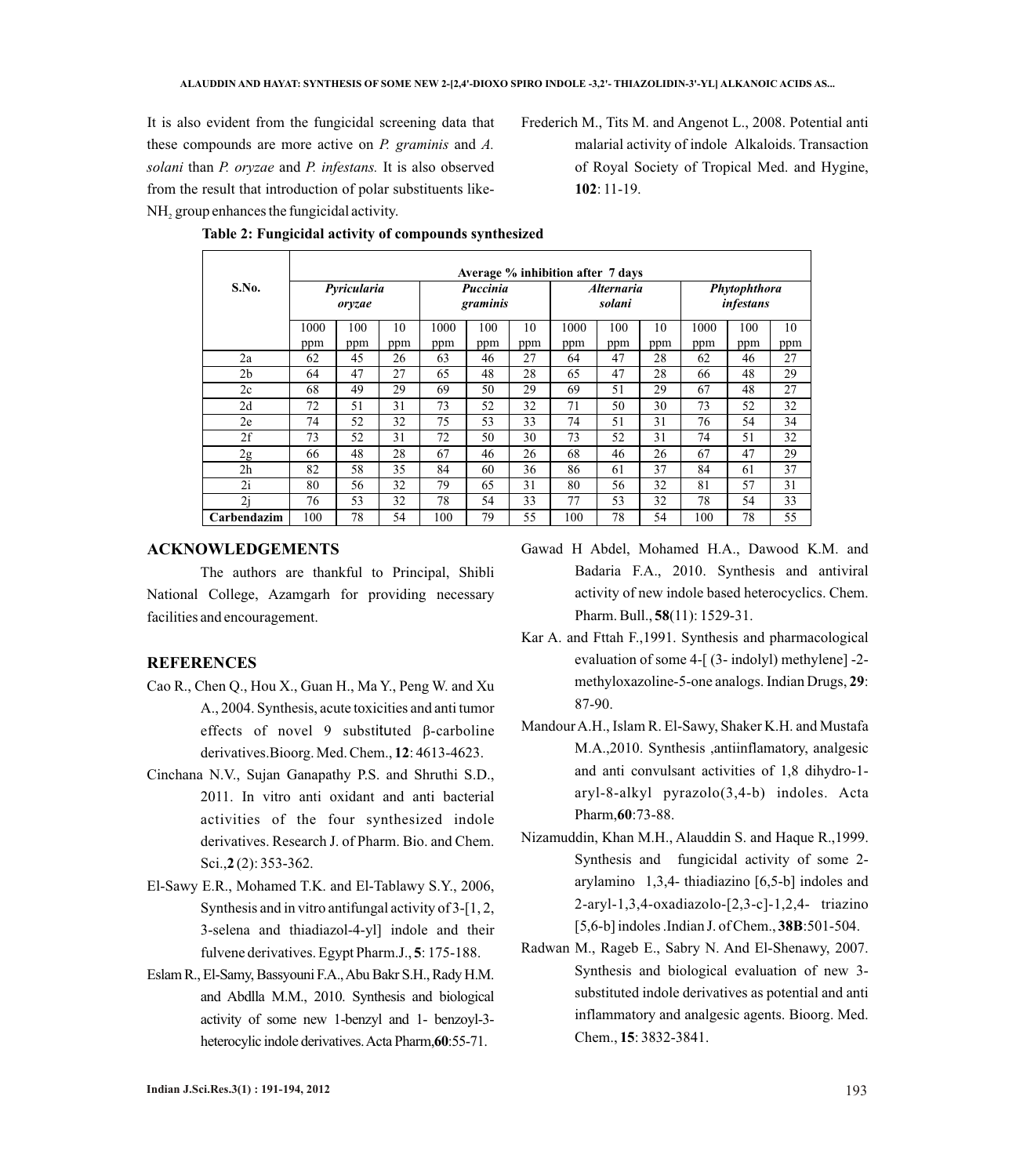It is also evident from the fungicidal screening data that these compounds are more active on *P. graminis* and *A. solani* than *P. oryzae* and *P. infestans.* It is also observed from the result that introduction of polar substituents like-$NH_2$ group enhances the fungicidal activity.

**Table 2: Fungicidal activity of compounds synthesized**

| S.No. | Average % inhibition after 7 days | | | | | | | | | | | |
|---|---|---|---|---|---|---|---|---|---|---|---|---|
| | ***Pyricularia oryzae*** | | | ***Puccinia graminis*** | | | ***Alternaria solani*** | | | ***Phytophthora infestans*** | | |
| | 1000 ppm | 100 ppm | 10 ppm | 1000 ppm | 100 ppm | 10 ppm | 1000 ppm | 100 ppm | 10 ppm | 1000 ppm | 100 ppm | 10 ppm |
| 2a | 62 | 45 | 26 | 63 | 46 | 27 | 64 | 47 | 28 | 62 | 46 | 27 |
| 2b | 64 | 47 | 27 | 65 | 48 | 28 | 65 | 47 | 28 | 66 | 48 | 29 |
| 2c | 68 | 49 | 29 | 69 | 50 | 29 | 69 | 51 | 29 | 67 | 48 | 27 |
| 2d | 72 | 51 | 31 | 73 | 52 | 32 | 71 | 50 | 30 | 73 | 52 | 32 |
| 2e | 74 | 52 | 32 | 75 | 53 | 33 | 74 | 51 | 31 | 76 | 54 | 34 |
| 2f | 73 | 52 | 31 | 72 | 50 | 30 | 73 | 52 | 31 | 74 | 51 | 32 |
| 2g | 66 | 48 | 28 | 67 | 46 | 26 | 68 | 46 | 26 | 67 | 47 | 29 |
| 2h | 82 | 58 | 35 | 84 | 60 | 36 | 86 | 61 | 37 | 84 | 61 | 37 |
| 2i | 80 | 56 | 32 | 79 | 65 | 31 | 80 | 56 | 32 | 81 | 57 | 31 |
| 2j | 76 | 53 | 32 | 78 | 54 | 33 | 77 | 53 | 32 | 78 | 54 | 33 |
| **Carbendazim** | 100 | 78 | 54 | 100 | 79 | 55 | 100 | 78 | 54 | 100 | 78 | 55 |

## ACKNOWLEDGEMENTS

The authors are thankful to Principal, Shibli National College, Azamgarh for providing necessary facilities and encouragement.

## REFERENCES

Cao R., Chen Q., Hou X., Guan H., Ma Y., Peng W. and Xu A., 2004. Synthesis, acute toxicities and anti tumor effects of novel 9 substituted β-carboline derivatives.Bioorg. Med. Chem., **12**: 4613-4623.

Cinchana N.V., Sujan Ganapathy P.S. and Shruthi S.D., 2011. In vitro anti oxidant and anti bacterial activities of the four synthesized indole derivatives. Research J. of Pharm. Bio. and Chem. Sci.,**2** (2): 353-362.

El-Sawy E.R., Mohamed T.K. and El-Tablawy S.Y., 2006, Synthesis and in vitro antifungal activity of 3-[1, 2, 3-selena and thiadiazol-4-yl] indole and their fulvene derivatives. Egypt Pharm.J., **5**: 175-188.

Eslam R., El-Samy, Bassyouni F.A., Abu Bakr S.H., Rady H.M. and Abdlla M.M., 2010. Synthesis and biological activity of some new 1-benzyl and 1- benzoyl-3-heterocylic indole derivatives. Acta Pharm,**60**:55-71.

Frederich M., Tits M. and Angenot L., 2008. Potential anti malarial activity of indole Alkaloids. Transaction of Royal Society of Tropical Med. and Hygine, **102**: 11-19.

Gawad H Abdel, Mohamed H.A., Dawood K.M. and Badaria F.A., 2010. Synthesis and antiviral activity of new indole based heterocyclics. Chem. Pharm. Bull., **58**(11): 1529-31.

Kar A. and Fttah F.,1991. Synthesis and pharmacological evaluation of some 4-[ (3- indolyl) methylene] -2-methyloxazoline-5-one analogs. Indian Drugs, **29**: 87-90.

Mandour A.H., Islam R. El-Sawy, Shaker K.H. and Mustafa M.A.,2010. Synthesis ,antiinflamatory, analgesic and anti convulsant activities of 1,8 dihydro-1-aryl-8-alkyl pyrazolo(3,4-b) indoles. Acta Pharm,**60**:73-88.

Nizamuddin, Khan M.H., Alauddin S. and Haque R.,1999. Synthesis and fungicidal activity of some 2-arylamino 1,3,4- thiadiazino [6,5-b] indoles and 2-aryl-1,3,4-oxadiazolo-[2,3-c]-1,2,4- triazino [5,6-b] indoles .Indian J. of Chem., **38B**:501-504.

Radwan M., Rageb E., Sabry N. And El-Shenawy, 2007. Synthesis and biological evaluation of new 3-substituted indole derivatives as potential and anti inflammatory and analgesic agents. Bioorg. Med. Chem., **15**: 3832-3841.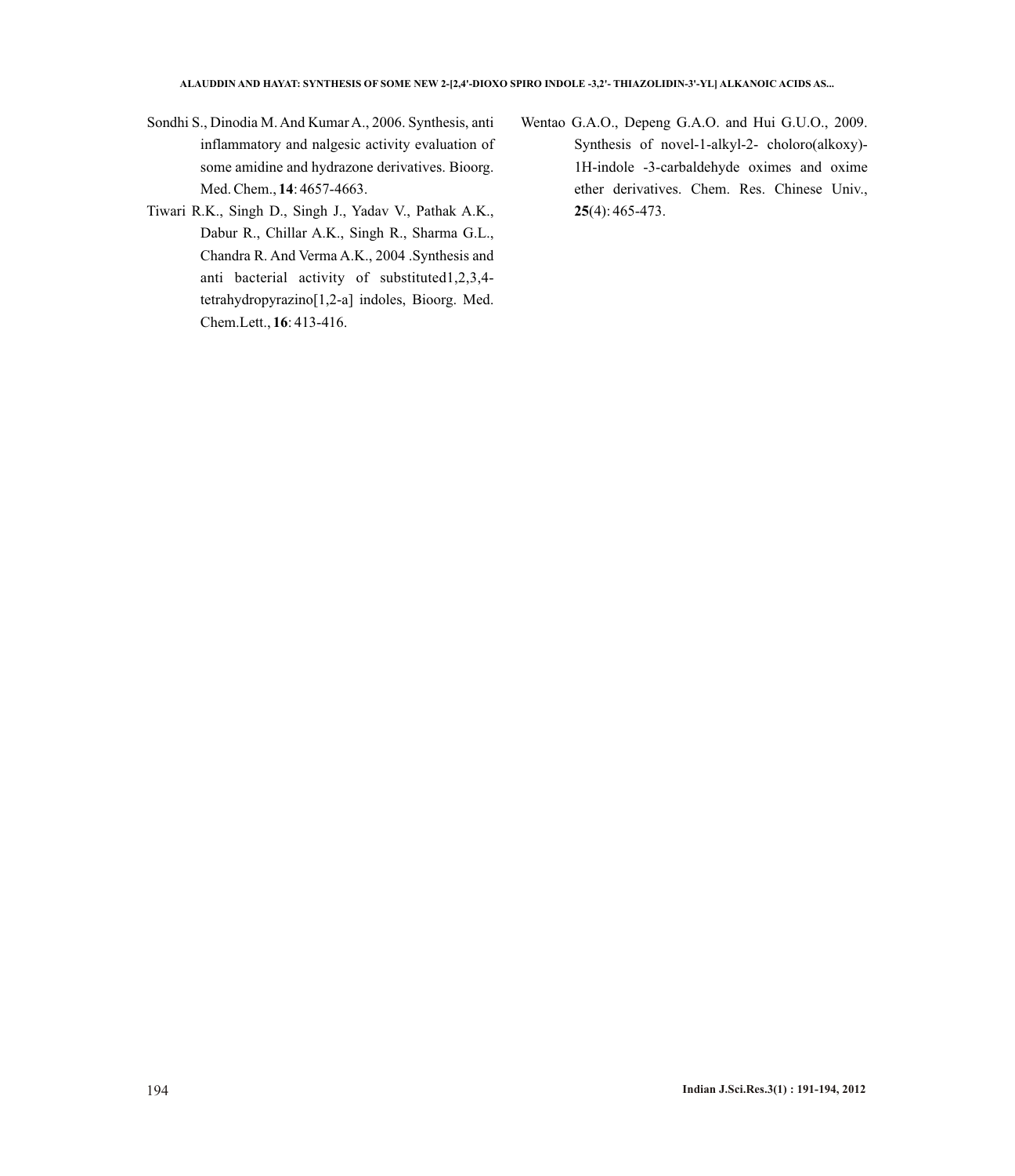Sondhi S., Dinodia M. And Kumar A., 2006. Synthesis, anti inflammatory and nalgesic activity evaluation of some amidine and hydrazone derivatives. Bioorg. Med. Chem., **14**: 4657-4663.

Tiwari R.K., Singh D., Singh J., Yadav V., Pathak A.K., Dabur R., Chillar A.K., Singh R., Sharma G.L., Chandra R. And Verma A.K., 2004 .Synthesis and anti bacterial activity of substituted1,2,3,4-tetrahydropyrazino[1,2-a] indoles, Bioorg. Med. Chem.Lett., **16**: 413-416.

Wentao G.A.O., Depeng G.A.O. and Hui G.U.O., 2009. Synthesis of novel-1-alkyl-2- choloro(alkoxy)-1H-indole -3-carbaldehyde oximes and oxime ether derivatives. Chem. Res. Chinese Univ., **25**(4): 465-473.